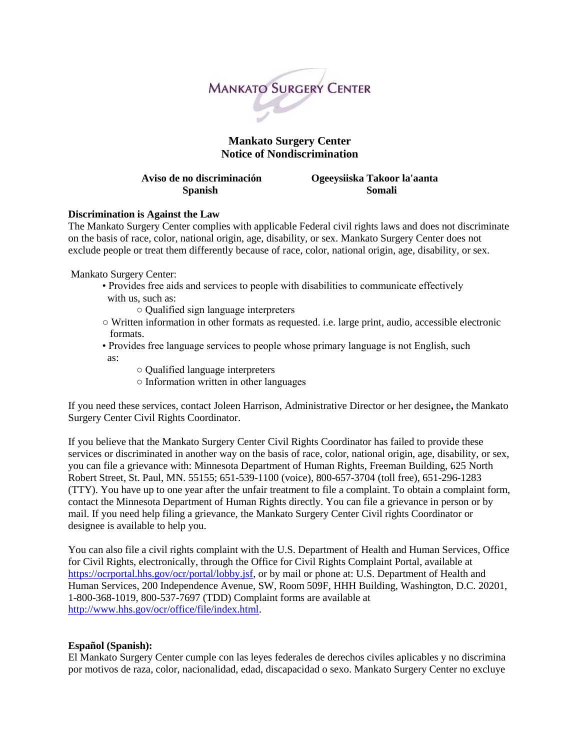MANKATO SURGERY CENTER

# Mankato Surgery Center
# Notice of Nondiscrimination

**Aviso de no discriminación**
**Spanish**

**Ogeeysiiska Takoor la'aanta**
**Somali**

**Discrimination is Against the Law**
The Mankato Surgery Center complies with applicable Federal civil rights laws and does not discriminate on the basis of race, color, national origin, age, disability, or sex. Mankato Surgery Center does not exclude people or treat them differently because of race, color, national origin, age, disability, or sex.

Mankato Surgery Center:

- Provides free aids and services to people with disabilities to communicate effectively with us, such as:
  - Qualified sign language interpreters
  - Written information in other formats as requested. i.e. large print, audio, accessible electronic formats.
- Provides free language services to people whose primary language is not English, such as:
  - Qualified language interpreters
  - Information written in other languages

If you need these services, contact Joleen Harrison, Administrative Director or her designee**,** the Mankato Surgery Center Civil Rights Coordinator.

If you believe that the Mankato Surgery Center Civil Rights Coordinator has failed to provide these services or discriminated in another way on the basis of race, color, national origin, age, disability, or sex, you can file a grievance with: Minnesota Department of Human Rights, Freeman Building, 625 North Robert Street, St. Paul, MN. 55155; 651-539-1100 (voice), 800-657-3704 (toll free), 651-296-1283 (TTY). You have up to one year after the unfair treatment to file a complaint. To obtain a complaint form, contact the Minnesota Department of Human Rights directly. You can file a grievance in person or by mail. If you need help filing a grievance, the Mankato Surgery Center Civil rights Coordinator or designee is available to help you.

You can also file a civil rights complaint with the U.S. Department of Health and Human Services, Office for Civil Rights, electronically, through the Office for Civil Rights Complaint Portal, available at https://ocrportal.hhs.gov/ocr/portal/lobby.jsf, or by mail or phone at: U.S. Department of Health and Human Services, 200 Independence Avenue, SW, Room 509F, HHH Building, Washington, D.C. 20201, 1-800-368-1019, 800-537-7697 (TDD) Complaint forms are available at http://www.hhs.gov/ocr/office/file/index.html.

**Español (Spanish):**
El Mankato Surgery Center cumple con las leyes federales de derechos civiles aplicables y no discrimina por motivos de raza, color, nacionalidad, edad, discapacidad o sexo. Mankato Surgery Center no excluye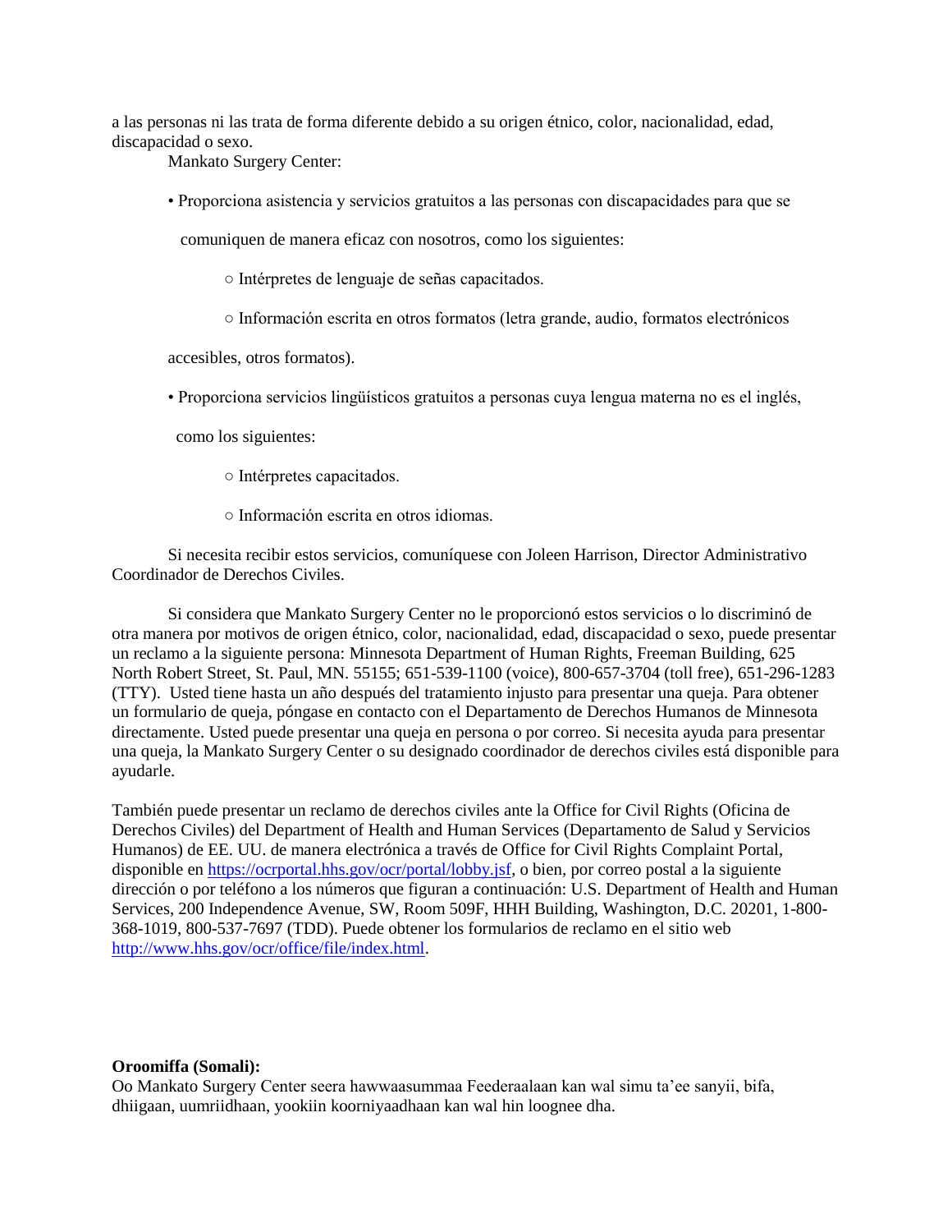a las personas ni las trata de forma diferente debido a su origen étnico, color, nacionalidad, edad, discapacidad o sexo.

Mankato Surgery Center:

- Proporciona asistencia y servicios gratuitos a las personas con discapacidades para que se comuniquen de manera eficaz con nosotros, como los siguientes:
  - Intérpretes de lenguaje de señas capacitados.
  - Información escrita en otros formatos (letra grande, audio, formatos electrónicos accesibles, otros formatos).
- Proporciona servicios lingüísticos gratuitos a personas cuya lengua materna no es el inglés, como los siguientes:
  - Intérpretes capacitados.
  - Información escrita en otros idiomas.

Si necesita recibir estos servicios, comuníquese con Joleen Harrison, Director Administrativo Coordinador de Derechos Civiles.

Si considera que Mankato Surgery Center no le proporcionó estos servicios o lo discriminó de otra manera por motivos de origen étnico, color, nacionalidad, edad, discapacidad o sexo, puede presentar un reclamo a la siguiente persona: Minnesota Department of Human Rights, Freeman Building, 625 North Robert Street, St. Paul, MN. 55155; 651-539-1100 (voice), 800-657-3704 (toll free), 651-296-1283 (TTY). Usted tiene hasta un año después del tratamiento injusto para presentar una queja. Para obtener un formulario de queja, póngase en contacto con el Departamento de Derechos Humanos de Minnesota directamente. Usted puede presentar una queja en persona o por correo. Si necesita ayuda para presentar una queja, la Mankato Surgery Center o su designado coordinador de derechos civiles está disponible para ayudarle.

También puede presentar un reclamo de derechos civiles ante la Office for Civil Rights (Oficina de Derechos Civiles) del Department of Health and Human Services (Departamento de Salud y Servicios Humanos) de EE. UU. de manera electrónica a través de Office for Civil Rights Complaint Portal, disponible en https://ocrportal.hhs.gov/ocr/portal/lobby.jsf, o bien, por correo postal a la siguiente dirección o por teléfono a los números que figuran a continuación: U.S. Department of Health and Human Services, 200 Independence Avenue, SW, Room 509F, HHH Building, Washington, D.C. 20201, 1-800-368-1019, 800-537-7697 (TDD). Puede obtener los formularios de reclamo en el sitio web http://www.hhs.gov/ocr/office/file/index.html.

**Oroomiffa (Somali):**

Oo Mankato Surgery Center seera hawwaasummaa Feederaalaan kan wal simu ta'ee sanyii, bifa, dhiigaan, uumriidhaan, yookiin koorniyaadhaan kan wal hin loognee dha.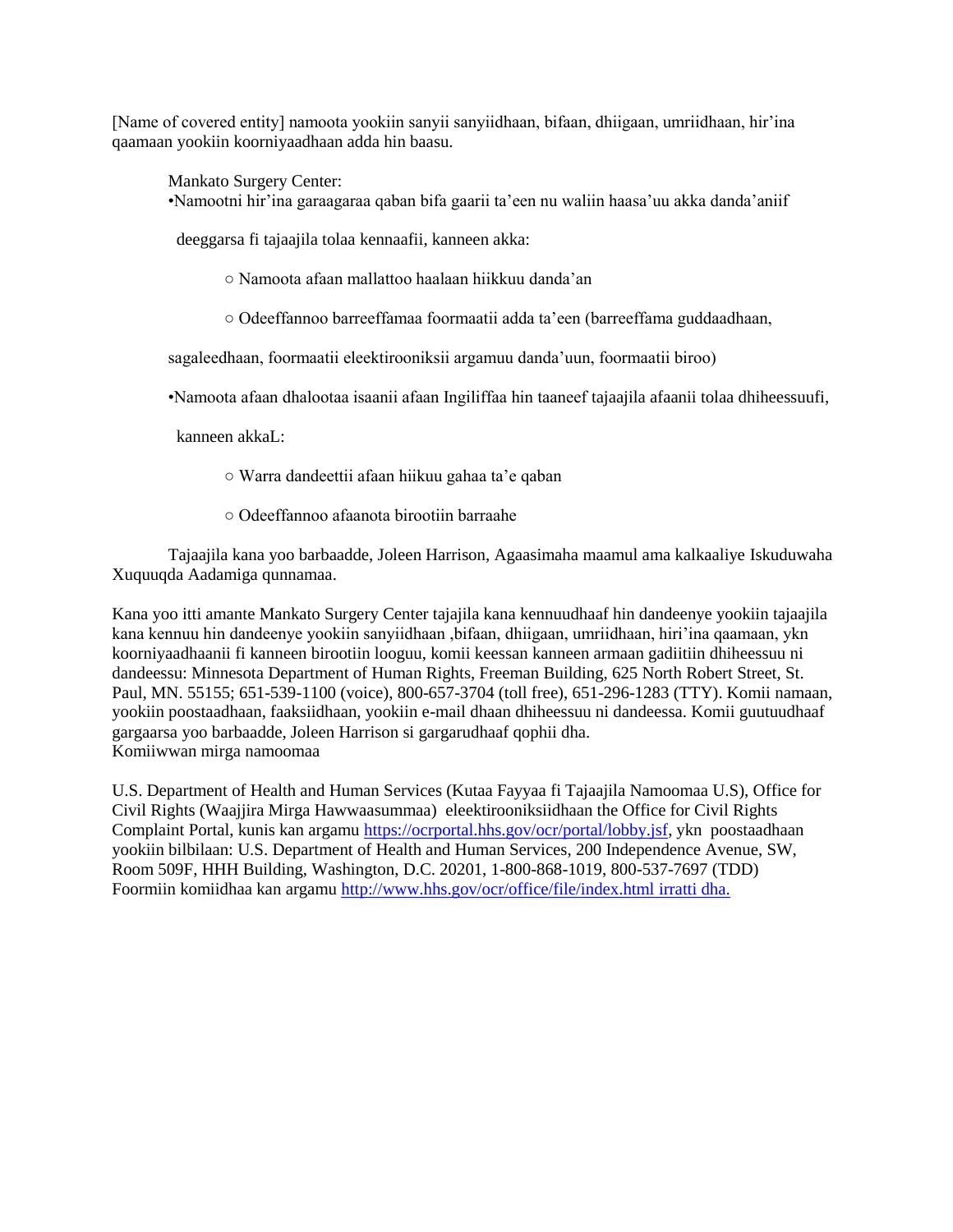[Name of covered entity] namoota yookiin sanyii sanyiidhaan, bifaan, dhiigaan, umriidhaan, hir'ina qaamaan yookiin koorniyaadhaan adda hin baasu.

Mankato Surgery Center:

- Namootni hir'ina garaagaraa qaban bifa gaarii ta'een nu waliin haasa'uu akka danda'aniif deeggarsa fi tajaajila tolaa kennaafii, kanneen akka:
  - Namoota afaan mallattoo haalaan hiikkuu danda'an
  - Odeeffannoo barreeffamaa foormatii adda ta'een (barreeffama guddaadhaan, sagaleedhaan, foormatii eleektirooniksii argamuu danda'uun, foormatii biroo)
- Namoota afaan dhalootaa isaanii afaan Ingiliffaa hin taaneef tajaajila afaanii tolaa dhiheessuufi, kanneen akkaL:
  - Warra dandeettii afaan hiikuu gahaa ta'e qaban
  - Odeeffannoo afaanota birootiin barraahe

Tajaajila kana yoo barbaadde, Joleen Harrison, Agaasimaha maamul ama kalkaaliye Iskuduwaha Xuquuqda Aadamiga qunnamaa.

Kana yoo itti amante Mankato Surgery Center tajajila kana kennuudhaaf hin dandeenye yookiin tajaajila kana kennuu hin dandeenye yookiin sanyiidhaan ,bifaan, dhiigaan, umriidhaan, hiri'ina qaamaan, ykn koorniyaadhaanii fi kanneen birootiin looguu, komii keessan kanneen armaan gadiitiin dhiheessuu ni dandeessu: Minnesota Department of Human Rights, Freeman Building, 625 North Robert Street, St. Paul, MN. 55155; 651-539-1100 (voice), 800-657-3704 (toll free), 651-296-1283 (TTY). Komii namaan, yookiin poostaadhaan, faaksiidhaan, yookiin e-mail dhaan dhiheessuu ni dandeessa. Komii guutuudhaaf gargaarsa yoo barbaadde, Joleen Harrison si gargarudhaaf qophii dha.
Komiiwwan mirga namoomaa

U.S. Department of Health and Human Services (Kutaa Fayyaa fi Tajaajila Namoomaa U.S), Office for Civil Rights (Waajjira Mirga Hawwaasummaa) eleektirooniksiidhaan the Office for Civil Rights Complaint Portal, kunis kan argamu https://ocrportal.hhs.gov/ocr/portal/lobby.jsf, ykn poostaadhaan yookiin bilbilaan: U.S. Department of Health and Human Services, 200 Independence Avenue, SW, Room 509F, HHH Building, Washington, D.C. 20201, 1-800-868-1019, 800-537-7697 (TDD)
Foormiin komiidhaa kan argamu http://www.hhs.gov/ocr/office/file/index.html irratti dha.